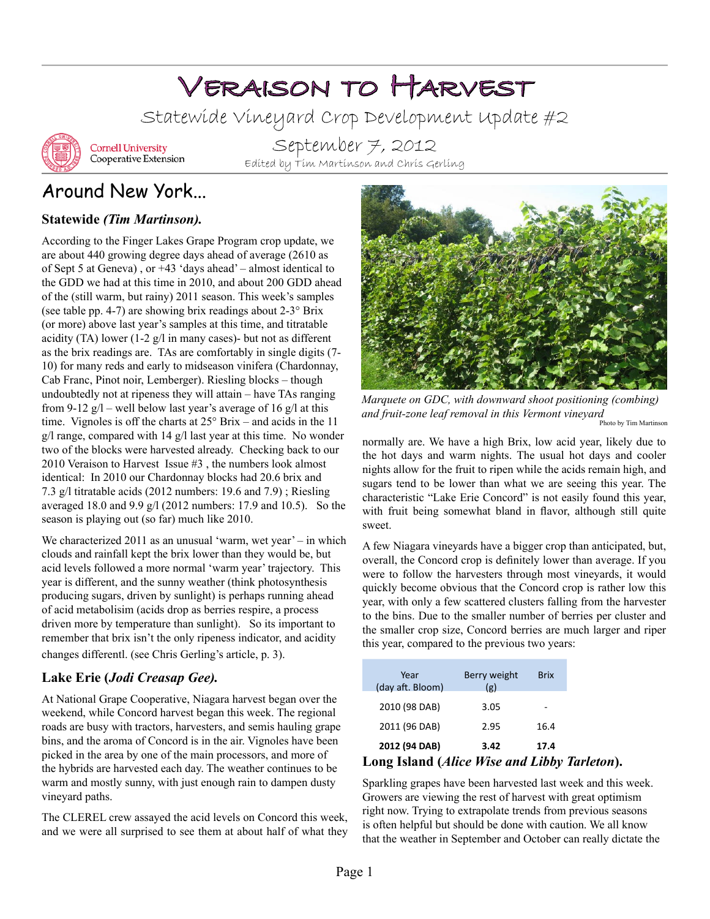# Veraison to Harvest

## Statewide Vineyard Crop Development Update #2

Cornell University Cooperative Extension

September 7, 2012

Edited by Tim Martinson and Chris Gerling

## Around New York...

### Statewide *(Tim Martinson).*

According to the Finger Lakes Grape Program crop update, we are about 440 growing degree days ahead of average (2610 as of Sept 5 at Geneva) , or +43 'days ahead' – almost identical to the GDD we had at this time in 2010, and about 200 GDD ahead of the (still warm, but rainy) 2011 season. This week's samples (see table pp. 4-7) are showing brix readings about 2-3° Brix (or more) above last year's samples at this time, and titratable acidity (TA) lower (1-2 g/l in many cases)- but not as different as the brix readings are. TAs are comfortably in single digits (7-10) for many reds and early to midseason vinifera (Chardonnay, Cab Franc, Pinot noir, Lemberger). Riesling blocks – though undoubtedly not at ripeness they will attain – have TAs ranging from 9-12 g/l – well below last year's average of 16 g/l at this time. Vignoles is off the charts at 25° Brix – and acids in the 11 g/l range, compared with 14 g/l last year at this time. No wonder two of the blocks were harvested already. Checking back to our 2010 Veraison to Harvest Issue #3 , the numbers look almost identical: In 2010 our Chardonnay blocks had 20.6 brix and 7.3 g/l titratable acids (2012 numbers: 19.6 and 7.9) ; Riesling averaged 18.0 and 9.9 g/l (2012 numbers: 17.9 and 10.5). So the season is playing out (so far) much like 2010.

We characterized 2011 as an unusual 'warm, wet year' – in which clouds and rainfall kept the brix lower than they would be, but acid levels followed a more normal 'warm year' trajectory. This year is different, and the sunny weather (think photosynthesis producing sugars, driven by sunlight) is perhaps running ahead of acid metabolisim (acids drop as berries respire, a process driven more by temperature than sunlight). So its important to remember that brix isn't the only ripeness indicator, and acidity changes differentl. (see Chris Gerling's article, p. 3).

### Lake Erie (*Jodi Creasap Gee).*

At National Grape Cooperative, Niagara harvest began over the weekend, while Concord harvest began this week. The regional roads are busy with tractors, harvesters, and semis hauling grape bins, and the aroma of Concord is in the air. Vignoles have been picked in the area by one of the main processors, and more of the hybrids are harvested each day. The weather continues to be warm and mostly sunny, with just enough rain to dampen dusty vineyard paths.

The CLEREL crew assayed the acid levels on Concord this week, and we were all surprised to see them at about half of what they normally are. We have a high Brix, low acid year, likely due to the hot days and warm nights. The usual hot days and cooler nights allow for the fruit to ripen while the acids remain high, and sugars tend to be lower than what we are seeing this year. The characteristic "Lake Erie Concord" is not easily found this year, with fruit being somewhat bland in flavor, although still quite sweet.

*Marquete on GDC, with downward shoot positioning (combing) and fruit-zone leaf removal in this Vermont vineyard*

Photo by Tim Martinson

A few Niagara vineyards have a bigger crop than anticipated, but, overall, the Concord crop is definitely lower than average. If you were to follow the harvesters through most vineyards, it would quickly become obvious that the Concord crop is rather low this year, with only a few scattered clusters falling from the harvester to the bins. Due to the smaller number of berries per cluster and the smaller crop size, Concord berries are much larger and riper this year, compared to the previous two years:

| Year (day aft. Bloom) | Berry weight (g) | Brix |
|---|---|---|
| 2010 (98 DAB) | 3.05 | - |
| 2011 (96 DAB) | 2.95 | 16.4 |
| **2012 (94 DAB)** | **3.42** | **17.4** |

### Long Island (*Alice Wise and Libby Tarleton*).

Sparkling grapes have been harvested last week and this week. Growers are viewing the rest of harvest with great optimism right now. Trying to extrapolate trends from previous seasons is often helpful but should be done with caution. We all know that the weather in September and October can really dictate the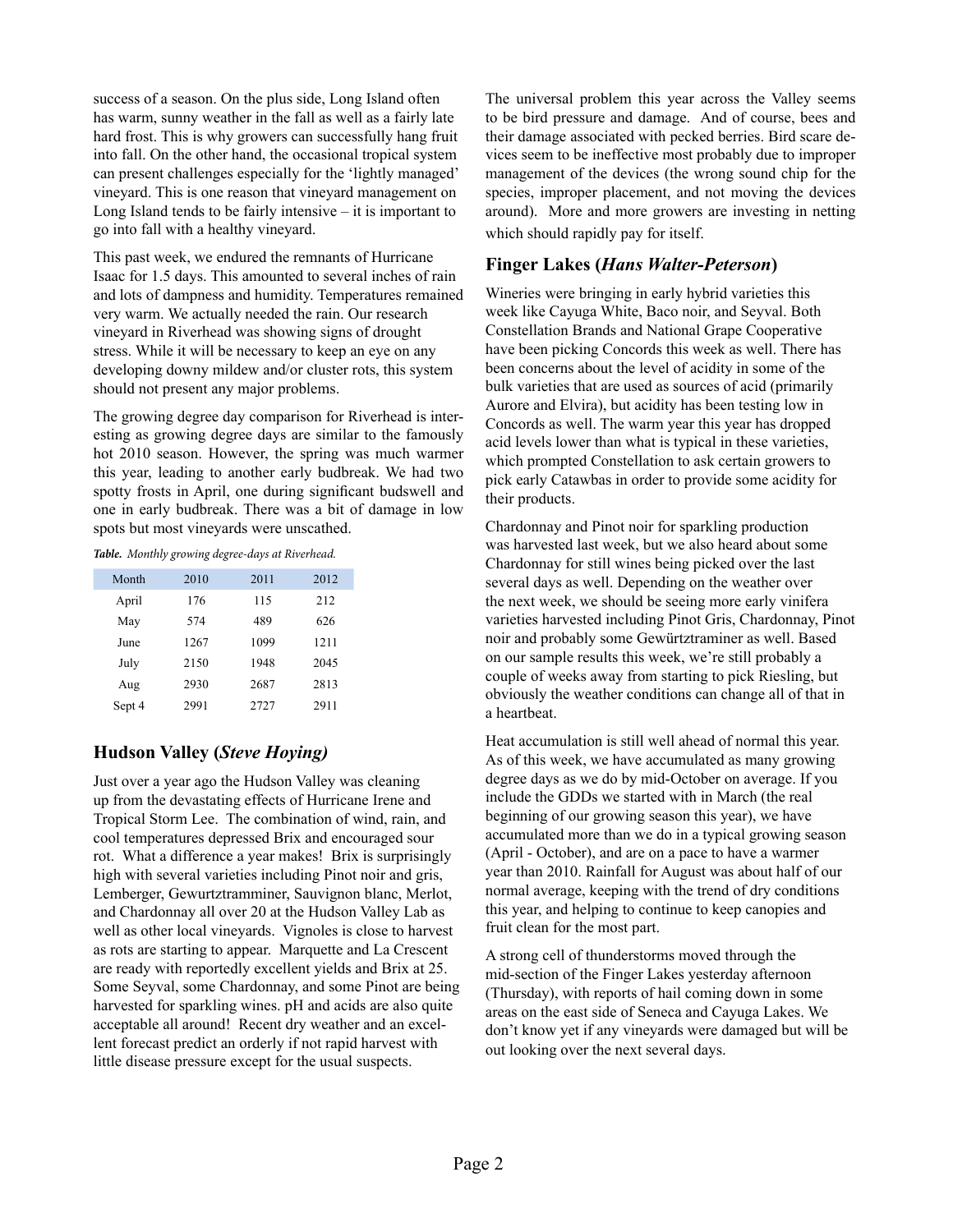success of a season. On the plus side, Long Island often has warm, sunny weather in the fall as well as a fairly late hard frost. This is why growers can successfully hang fruit into fall. On the other hand, the occasional tropical system can present challenges especially for the 'lightly managed' vineyard. This is one reason that vineyard management on Long Island tends to be fairly intensive – it is important to go into fall with a healthy vineyard.

This past week, we endured the remnants of Hurricane Isaac for 1.5 days. This amounted to several inches of rain and lots of dampness and humidity. Temperatures remained very warm. We actually needed the rain. Our research vineyard in Riverhead was showing signs of drought stress. While it will be necessary to keep an eye on any developing downy mildew and/or cluster rots, this system should not present any major problems.

The growing degree day comparison for Riverhead is interesting as growing degree days are similar to the famously hot 2010 season. However, the spring was much warmer this year, leading to another early budbreak. We had two spotty frosts in April, one during significant budswell and one in early budbreak. There was a bit of damage in low spots but most vineyards were unscathed.

***Table.*** *Monthly growing degree-days at Riverhead.*

| Month | 2010 | 2011 | 2012 |
|---|---|---|---|
| April | 176 | 115 | 212 |
| May | 574 | 489 | 626 |
| June | 1267 | 1099 | 1211 |
| July | 2150 | 1948 | 2045 |
| Aug | 2930 | 2687 | 2813 |
| Sept 4 | 2991 | 2727 | 2911 |

## Hudson Valley (*Steve Hoying)*

Just over a year ago the Hudson Valley was cleaning up from the devastating effects of Hurricane Irene and Tropical Storm Lee. The combination of wind, rain, and cool temperatures depressed Brix and encouraged sour rot. What a difference a year makes! Brix is surprisingly high with several varieties including Pinot noir and gris, Lemberger, Gewurztramminer, Sauvignon blanc, Merlot, and Chardonnay all over 20 at the Hudson Valley Lab as well as other local vineyards. Vignoles is close to harvest as rots are starting to appear. Marquette and La Crescent are ready with reportedly excellent yields and Brix at 25. Some Seyval, some Chardonnay, and some Pinot are being harvested for sparkling wines. pH and acids are also quite acceptable all around! Recent dry weather and an excellent forecast predict an orderly if not rapid harvest with little disease pressure except for the usual suspects.

The universal problem this year across the Valley seems to be bird pressure and damage. And of course, bees and their damage associated with pecked berries. Bird scare devices seem to be ineffective most probably due to improper management of the devices (the wrong sound chip for the species, improper placement, and not moving the devices around). More and more growers are investing in netting which should rapidly pay for itself.

## Finger Lakes (*Hans Walter-Peterson*)

Wineries were bringing in early hybrid varieties this week like Cayuga White, Baco noir, and Seyval. Both Constellation Brands and National Grape Cooperative have been picking Concords this week as well. There has been concerns about the level of acidity in some of the bulk varieties that are used as sources of acid (primarily Aurore and Elvira), but acidity has been testing low in Concords as well. The warm year this year has dropped acid levels lower than what is typical in these varieties, which prompted Constellation to ask certain growers to pick early Catawbas in order to provide some acidity for their products.

Chardonnay and Pinot noir for sparkling production was harvested last week, but we also heard about some Chardonnay for still wines being picked over the last several days as well. Depending on the weather over the next week, we should be seeing more early vinifera varieties harvested including Pinot Gris, Chardonnay, Pinot noir and probably some Gewürztraminer as well. Based on our sample results this week, we're still probably a couple of weeks away from starting to pick Riesling, but obviously the weather conditions can change all of that in a heartbeat.

Heat accumulation is still well ahead of normal this year. As of this week, we have accumulated as many growing degree days as we do by mid-October on average. If you include the GDDs we started with in March (the real beginning of our growing season this year), we have accumulated more than we do in a typical growing season (April - October), and are on a pace to have a warmer year than 2010. Rainfall for August was about half of our normal average, keeping with the trend of dry conditions this year, and helping to continue to keep canopies and fruit clean for the most part.

A strong cell of thunderstorms moved through the mid-section of the Finger Lakes yesterday afternoon (Thursday), with reports of hail coming down in some areas on the east side of Seneca and Cayuga Lakes. We don't know yet if any vineyards were damaged but will be out looking over the next several days.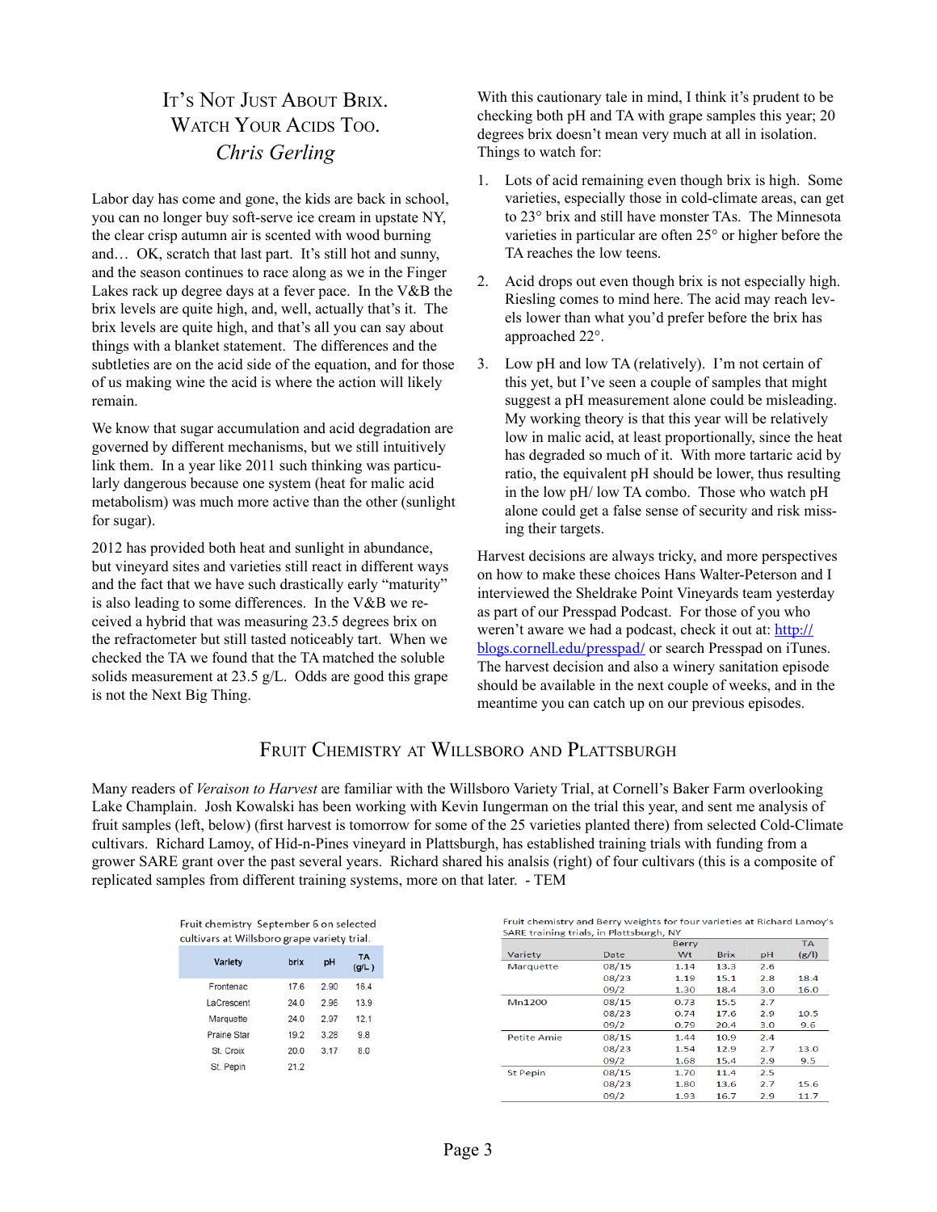## It's Not Just About Brix. Watch Your Acids Too.

*Chris Gerling*

Labor day has come and gone, the kids are back in school, you can no longer buy soft-serve ice cream in upstate NY, the clear crisp autumn air is scented with wood burning and… OK, scratch that last part. It's still hot and sunny, and the season continues to race along as we in the Finger Lakes rack up degree days at a fever pace. In the V&B the brix levels are quite high, and, well, actually that's it. The brix levels are quite high, and that's all you can say about things with a blanket statement. The differences and the subtleties are on the acid side of the equation, and for those of us making wine the acid is where the action will likely remain.

We know that sugar accumulation and acid degradation are governed by different mechanisms, but we still intuitively link them. In a year like 2011 such thinking was particularly dangerous because one system (heat for malic acid metabolism) was much more active than the other (sunlight for sugar).

2012 has provided both heat and sunlight in abundance, but vineyard sites and varieties still react in different ways and the fact that we have such drastically early "maturity" is also leading to some differences. In the V&B we received a hybrid that was measuring 23.5 degrees brix on the refractometer but still tasted noticeably tart. When we checked the TA we found that the TA matched the soluble solids measurement at 23.5 g/L. Odds are good this grape is not the Next Big Thing.

With this cautionary tale in mind, I think it's prudent to be checking both pH and TA with grape samples this year; 20 degrees brix doesn't mean very much at all in isolation. Things to watch for:

1. Lots of acid remaining even though brix is high. Some varieties, especially those in cold-climate areas, can get to 23° brix and still have monster TAs. The Minnesota varieties in particular are often 25° or higher before the TA reaches the low teens.
2. Acid drops out even though brix is not especially high. Riesling comes to mind here. The acid may reach levels lower than what you'd prefer before the brix has approached 22°.
3. Low pH and low TA (relatively). I'm not certain of this yet, but I've seen a couple of samples that might suggest a pH measurement alone could be misleading. My working theory is that this year will be relatively low in malic acid, at least proportionally, since the heat has degraded so much of it. With more tartaric acid by ratio, the equivalent pH should be lower, thus resulting in the low pH/ low TA combo. Those who watch pH alone could get a false sense of security and risk missing their targets.

Harvest decisions are always tricky, and more perspectives on how to make these choices Hans Walter-Peterson and I interviewed the Sheldrake Point Vineyards team yesterday as part of our Presspad Podcast. For those of you who weren't aware we had a podcast, check it out at: http://blogs.cornell.edu/presspad/ or search Presspad on iTunes. The harvest decision and also a winery sanitation episode should be available in the next couple of weeks, and in the meantime you can catch up on our previous episodes.

## Fruit Chemistry at Willsboro and Plattsburgh

Many readers of *Veraison to Harvest* are familiar with the Willsboro Variety Trial, at Cornell's Baker Farm overlooking Lake Champlain. Josh Kowalski has been working with Kevin Iungerman on the trial this year, and sent me analysis of fruit samples (left, below) (first harvest is tomorrow for some of the 25 varieties planted there) from selected Cold-Climate cultivars. Richard Lamoy, of Hid-n-Pines vineyard in Plattsburgh, has established training trials with funding from a grower SARE grant over the past several years. Richard shared his analsis (right) of four cultivars (this is a composite of replicated samples from different training systems, more on that later. - TEM

Fruit chemistry September 6 on selected cultivars at Willsboro grape variety trial.

| Variety | brix | pH | TA (g/L) |
|---|---|---|---|
| Frontenac | 17.6 | 2.90 | 16.4 |
| LaCrescent | 24.0 | 2.96 | 13.9 |
| Marquette | 24.0 | 2.97 | 12.1 |
| Prairie Star | 19.2 | 3.28 | 9.8 |
| St. Croix | 20.0 | 3.17 | 8.0 |
| St. Pepin | 21.2 | | |

Fruit chemistry and Berry weights for four varieties at Richard Lamoy's SARE training trials, in Plattsburgh, NY

| Variety | Date | Berry Wt | Brix | pH | TA (g/l) |
|---|---|---|---|---|---|
| Marquette | 08/15 | 1.14 | 13.3 | 2.6 | |
| | 08/23 | 1.19 | 15.1 | 2.8 | 18.4 |
| | 09/2 | 1.30 | 18.4 | 3.0 | 16.0 |
| Mn1200 | 08/15 | 0.73 | 15.5 | 2.7 | |
| | 08/23 | 0.74 | 17.6 | 2.9 | 10.5 |
| | 09/2 | 0.79 | 20.4 | 3.0 | 9.6 |
| Petite Amie | 08/15 | 1.44 | 10.9 | 2.4 | |
| | 08/23 | 1.54 | 12.9 | 2.7 | 13.0 |
| | 09/2 | 1.68 | 15.4 | 2.9 | 9.5 |
| St Pepin | 08/15 | 1.70 | 11.4 | 2.5 | |
| | 08/23 | 1.80 | 13.6 | 2.7 | 15.6 |
| | 09/2 | 1.93 | 16.7 | 2.9 | 11.7 |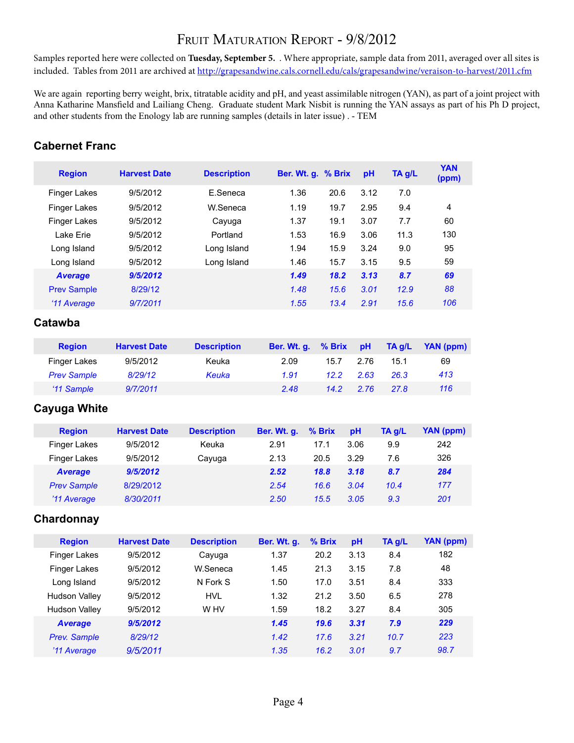# Fruit Maturation Report - 9/8/2012

Samples reported here were collected on **Tuesday, September 5.** . Where appropriate, sample data from 2011, averaged over all sites is included. Tables from 2011 are archived at http://grapesandwine.cals.cornell.edu/cals/grapesandwine/veraison-to-harvest/2011.cfm

We are again reporting berry weight, brix, titratable acidity and pH, and yeast assimilable nitrogen (YAN), as part of a joint project with Anna Katharine Mansfield and Lailiang Cheng. Graduate student Mark Nisbit is running the YAN assays as part of his Ph D project, and other students from the Enology lab are running samples (details in later issue) . - TEM

## Cabernet Franc

| Region | Harvest Date | Description | Ber. Wt. g. | % Brix | pH | TA g/L | YAN (ppm) |
|---|---|---|---|---|---|---|---|
| Finger Lakes | 9/5/2012 | E.Seneca | 1.36 | 20.6 | 3.12 | 7.0 | |
| Finger Lakes | 9/5/2012 | W.Seneca | 1.19 | 19.7 | 2.95 | 9.4 | 4 |
| Finger Lakes | 9/5/2012 | Cayuga | 1.37 | 19.1 | 3.07 | 7.7 | 60 |
| Lake Erie | 9/5/2012 | Portland | 1.53 | 16.9 | 3.06 | 11.3 | 130 |
| Long Island | 9/5/2012 | Long Island | 1.94 | 15.9 | 3.24 | 9.0 | 95 |
| Long Island | 9/5/2012 | Long Island | 1.46 | 15.7 | 3.15 | 9.5 | 59 |
| ***Average*** | ***9/5/2012*** | | ***1.49*** | ***18.2*** | ***3.13*** | ***8.7*** | ***69*** |
| Prev Sample | *8/29/12* | | *1.48* | *15.6* | *3.01* | *12.9* | *88* |
| *'11 Average* | *9/7/2011* | | *1.55* | *13.4* | *2.91* | *15.6* | *106* |

## Catawba

| Region | Harvest Date | Description | Ber. Wt. g. | % Brix | pH | TA g/L | YAN (ppm) |
|---|---|---|---|---|---|---|---|
| Finger Lakes | 9/5/2012 | Keuka | 2.09 | 15.7 | 2.76 | 15.1 | 69 |
| *Prev Sample* | *8/29/12* | *Keuka* | *1.91* | *12.2* | *2.63* | *26.3* | *413* |
| *'11 Sample* | *9/7/2011* | | *2.48* | *14.2* | *2.76* | *27.8* | *116* |

## Cayuga White

| Region | Harvest Date | Description | Ber. Wt. g. | % Brix | pH | TA g/L | YAN (ppm) |
|---|---|---|---|---|---|---|---|
| Finger Lakes | 9/5/2012 | Keuka | 2.91 | 17.1 | 3.06 | 9.9 | 242 |
| Finger Lakes | 9/5/2012 | Cayuga | 2.13 | 20.5 | 3.29 | 7.6 | 326 |
| ***Average*** | ***9/5/2012*** | | ***2.52*** | ***18.8*** | ***3.18*** | ***8.7*** | ***284*** |
| *Prev Sample* | *8/29/2012* | | *2.54* | *16.6* | *3.04* | *10.4* | *177* |
| *'11 Average* | *8/30/2011* | | *2.50* | *15.5* | *3.05* | *9.3* | *201* |

## Chardonnay

| Region | Harvest Date | Description | Ber. Wt. g. | % Brix | pH | TA g/L | YAN (ppm) |
|---|---|---|---|---|---|---|---|
| Finger Lakes | 9/5/2012 | Cayuga | 1.37 | 20.2 | 3.13 | 8.4 | 182 |
| Finger Lakes | 9/5/2012 | W.Seneca | 1.45 | 21.3 | 3.15 | 7.8 | 48 |
| Long Island | 9/5/2012 | N Fork S | 1.50 | 17.0 | 3.51 | 8.4 | 333 |
| Hudson Valley | 9/5/2012 | HVL | 1.32 | 21.2 | 3.50 | 6.5 | 278 |
| Hudson Valley | 9/5/2012 | W HV | 1.59 | 18.2 | 3.27 | 8.4 | 305 |
| ***Average*** | ***9/5/2012*** | | ***1.45*** | ***19.6*** | ***3.31*** | ***7.9*** | ***229*** |
| *Prev. Sample* | *8/29/12* | | *1.42* | *17.6* | *3.21* | *10.7* | *223* |
| *'11 Average* | *9/5/2011* | | *1.35* | *16.2* | *3.01* | *9.7* | *98.7* |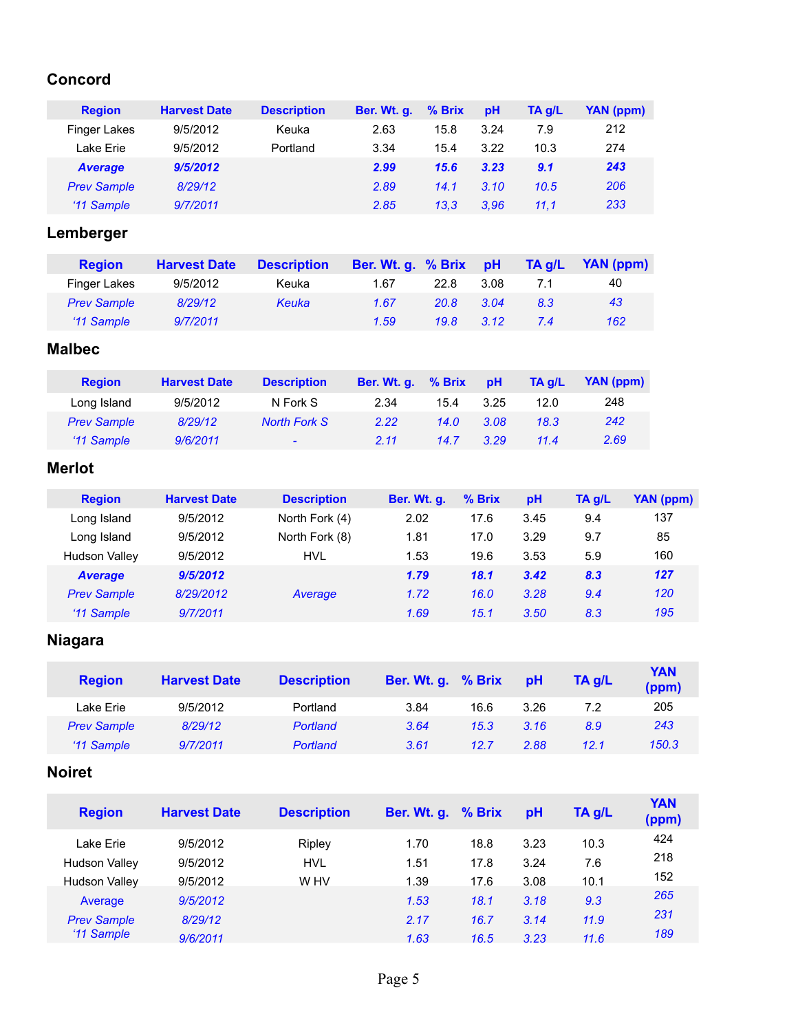## Concord

| Region | Harvest Date | Description | Ber. Wt. g. | % Brix | pH | TA g/L | YAN (ppm) |
|---|---|---|---|---|---|---|---|
| Finger Lakes | 9/5/2012 | Keuka | 2.63 | 15.8 | 3.24 | 7.9 | 212 |
| Lake Erie | 9/5/2012 | Portland | 3.34 | 15.4 | 3.22 | 10.3 | 274 |
| ***Average*** | ***9/5/2012*** | | ***2.99*** | ***15.6*** | ***3.23*** | ***9.1*** | ***243*** |
| *Prev Sample* | *8/29/12* | | *2.89* | *14.1* | *3.10* | *10.5* | *206* |
| *'11 Sample* | *9/7/2011* | | *2.85* | *13,3* | *3,96* | *11,1* | *233* |

## Lemberger

| Region | Harvest Date | Description | Ber. Wt. g. | % Brix | pH | TA g/L | YAN (ppm) |
|---|---|---|---|---|---|---|---|
| Finger Lakes | 9/5/2012 | Keuka | 1.67 | 22.8 | 3.08 | 7.1 | 40 |
| *Prev Sample* | *8/29/12* | *Keuka* | *1.67* | *20.8* | *3.04* | *8.3* | *43* |
| *'11 Sample* | *9/7/2011* | | *1.59* | *19.8* | *3.12* | *7.4* | *162* |

## Malbec

| Region | Harvest Date | Description | Ber. Wt. g. | % Brix | pH | TA g/L | YAN (ppm) |
|---|---|---|---|---|---|---|---|
| Long Island | 9/5/2012 | N Fork S | 2.34 | 15.4 | 3.25 | 12.0 | 248 |
| *Prev Sample* | *8/29/12* | *North Fork S* | *2.22* | *14.0* | *3.08* | *18.3* | *242* |
| *'11 Sample* | *9/6/2011* | *-* | *2.11* | *14.7* | *3.29* | *11.4* | *2.69* |

## Merlot

| Region | Harvest Date | Description | Ber. Wt. g. | % Brix | pH | TA g/L | YAN (ppm) |
|---|---|---|---|---|---|---|---|
| Long Island | 9/5/2012 | North Fork (4) | 2.02 | 17.6 | 3.45 | 9.4 | 137 |
| Long Island | 9/5/2012 | North Fork (8) | 1.81 | 17.0 | 3.29 | 9.7 | 85 |
| Hudson Valley | 9/5/2012 | HVL | 1.53 | 19.6 | 3.53 | 5.9 | 160 |
| ***Average*** | ***9/5/2012*** | | ***1.79*** | ***18.1*** | ***3.42*** | ***8.3*** | ***127*** |
| *Prev Sample* | *8/29/2012* | *Average* | *1.72* | *16.0* | *3.28* | *9.4* | *120* |
| *'11 Sample* | *9/7/2011* | | *1.69* | *15.1* | *3.50* | *8.3* | *195* |

## Niagara

| Region | Harvest Date | Description | Ber. Wt. g. | % Brix | pH | TA g/L | YAN (ppm) |
|---|---|---|---|---|---|---|---|
| Lake Erie | 9/5/2012 | Portland | 3.84 | 16.6 | 3.26 | 7.2 | 205 |
| *Prev Sample* | *8/29/12* | *Portland* | *3.64* | *15.3* | *3.16* | *8.9* | *243* |
| *'11 Sample* | *9/7/2011* | *Portland* | *3.61* | *12.7* | *2.88* | *12.1* | *150.3* |

## Noiret

| Region | Harvest Date | Description | Ber. Wt. g. | % Brix | pH | TA g/L | YAN (ppm) |
|---|---|---|---|---|---|---|---|
| Lake Erie | 9/5/2012 | Ripley | 1.70 | 18.8 | 3.23 | 10.3 | 424 |
| Hudson Valley | 9/5/2012 | HVL | 1.51 | 17.8 | 3.24 | 7.6 | 218 |
| Hudson Valley | 9/5/2012 | W HV | 1.39 | 17.6 | 3.08 | 10.1 | 152 |
| *Average* | *9/5/2012* | | *1.53* | *18.1* | *3.18* | *9.3* | *265* |
| *Prev Sample* | *8/29/12* | | *2.17* | *16.7* | *3.14* | *11.9* | *231* |
| *'11 Sample* | *9/6/2011* | | *1.63* | *16.5* | *3.23* | *11.6* | *189* |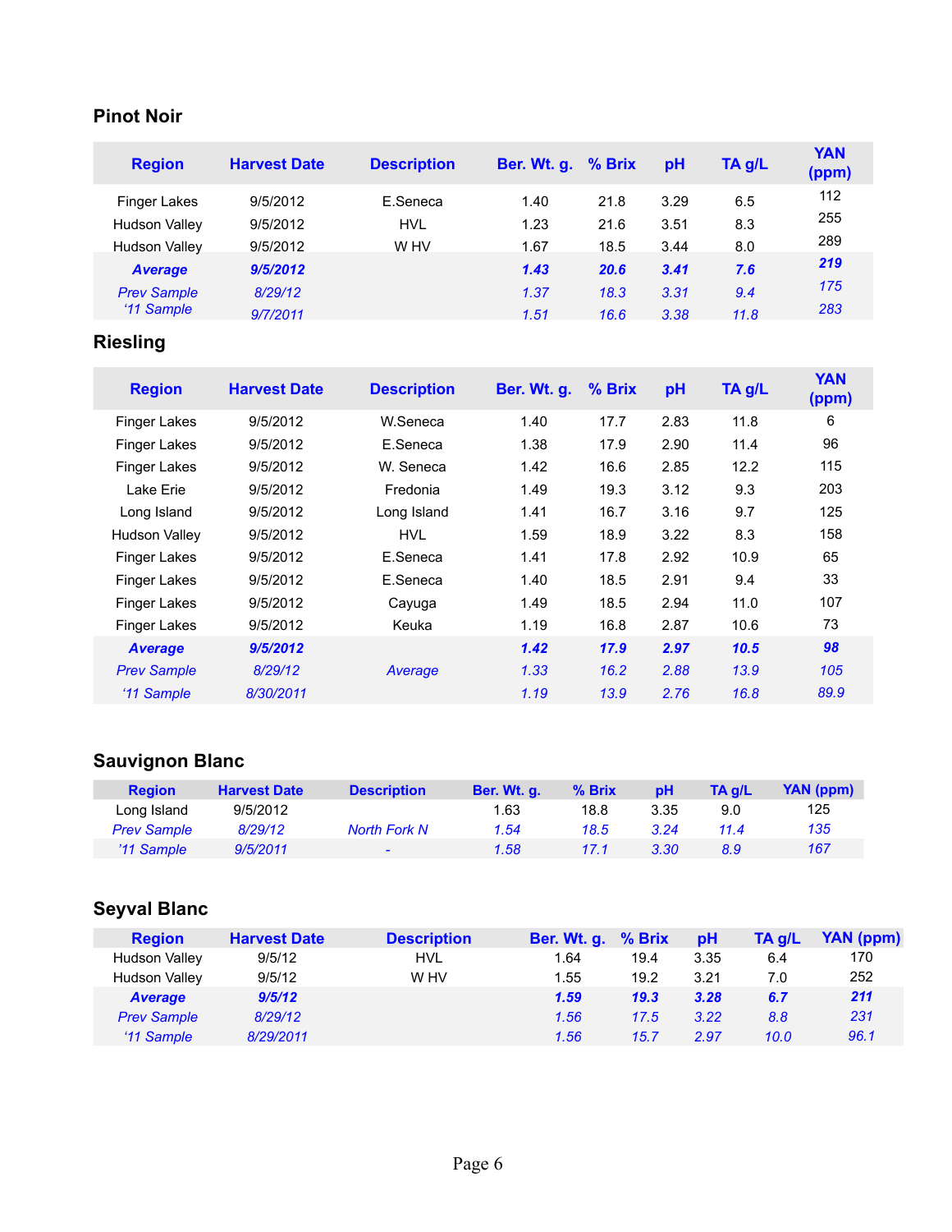## Pinot Noir

| Region | Harvest Date | Description | Ber. Wt. g. | % Brix | pH | TA g/L | YAN (ppm) |
|---|---|---|---|---|---|---|---|
| Finger Lakes | 9/5/2012 | E.Seneca | 1.40 | 21.8 | 3.29 | 6.5 | 112 |
| Hudson Valley | 9/5/2012 | HVL | 1.23 | 21.6 | 3.51 | 8.3 | 255 |
| Hudson Valley | 9/5/2012 | W HV | 1.67 | 18.5 | 3.44 | 8.0 | 289 |
| ***Average*** | ***9/5/2012*** | | ***1.43*** | ***20.6*** | ***3.41*** | ***7.6*** | ***219*** |
| *Prev Sample* | *8/29/12* | | *1.37* | *18.3* | *3.31* | *9.4* | *175* |
| *'11 Sample* | *9/7/2011* | | *1.51* | *16.6* | *3.38* | *11.8* | *283* |

## Riesling

| Region | Harvest Date | Description | Ber. Wt. g. | % Brix | pH | TA g/L | YAN (ppm) |
|---|---|---|---|---|---|---|---|
| Finger Lakes | 9/5/2012 | W.Seneca | 1.40 | 17.7 | 2.83 | 11.8 | 6 |
| Finger Lakes | 9/5/2012 | E.Seneca | 1.38 | 17.9 | 2.90 | 11.4 | 96 |
| Finger Lakes | 9/5/2012 | W. Seneca | 1.42 | 16.6 | 2.85 | 12.2 | 115 |
| Lake Erie | 9/5/2012 | Fredonia | 1.49 | 19.3 | 3.12 | 9.3 | 203 |
| Long Island | 9/5/2012 | Long Island | 1.41 | 16.7 | 3.16 | 9.7 | 125 |
| Hudson Valley | 9/5/2012 | HVL | 1.59 | 18.9 | 3.22 | 8.3 | 158 |
| Finger Lakes | 9/5/2012 | E.Seneca | 1.41 | 17.8 | 2.92 | 10.9 | 65 |
| Finger Lakes | 9/5/2012 | E.Seneca | 1.40 | 18.5 | 2.91 | 9.4 | 33 |
| Finger Lakes | 9/5/2012 | Cayuga | 1.49 | 18.5 | 2.94 | 11.0 | 107 |
| Finger Lakes | 9/5/2012 | Keuka | 1.19 | 16.8 | 2.87 | 10.6 | 73 |
| ***Average*** | ***9/5/2012*** | | ***1.42*** | ***17.9*** | ***2.97*** | ***10.5*** | ***98*** |
| *Prev Sample* | *8/29/12* | *Average* | *1.33* | *16.2* | *2.88* | *13.9* | *105* |
| *'11 Sample* | *8/30/2011* | | *1.19* | *13.9* | *2.76* | *16.8* | *89.9* |

## Sauvignon Blanc

| Region | Harvest Date | Description | Ber. Wt. g. | % Brix | pH | TA g/L | YAN (ppm) |
|---|---|---|---|---|---|---|---|
| Long Island | 9/5/2012 | | 1.63 | 18.8 | 3.35 | 9.0 | 125 |
| *Prev Sample* | *8/29/12* | *North Fork N* | *1.54* | *18.5* | *3.24* | *11.4* | *135* |
| *'11 Sample* | *9/5/2011* | *-* | *1.58* | *17.1* | *3.30* | *8.9* | *167* |

## Seyval Blanc

| Region | Harvest Date | Description | Ber. Wt. g. | % Brix | pH | TA g/L | YAN (ppm) |
|---|---|---|---|---|---|---|---|
| Hudson Valley | 9/5/12 | HVL | 1.64 | 19.4 | 3.35 | 6.4 | 170 |
| Hudson Valley | 9/5/12 | W HV | 1.55 | 19.2 | 3.21 | 7.0 | 252 |
| ***Average*** | ***9/5/12*** | | ***1.59*** | ***19.3*** | ***3.28*** | ***6.7*** | ***211*** |
| *Prev Sample* | *8/29/12* | | *1.56* | *17.5* | *3.22* | *8.8* | *231* |
| *'11 Sample* | *8/29/2011* | | *1.56* | *15.7* | *2.97* | *10.0* | *96.1* |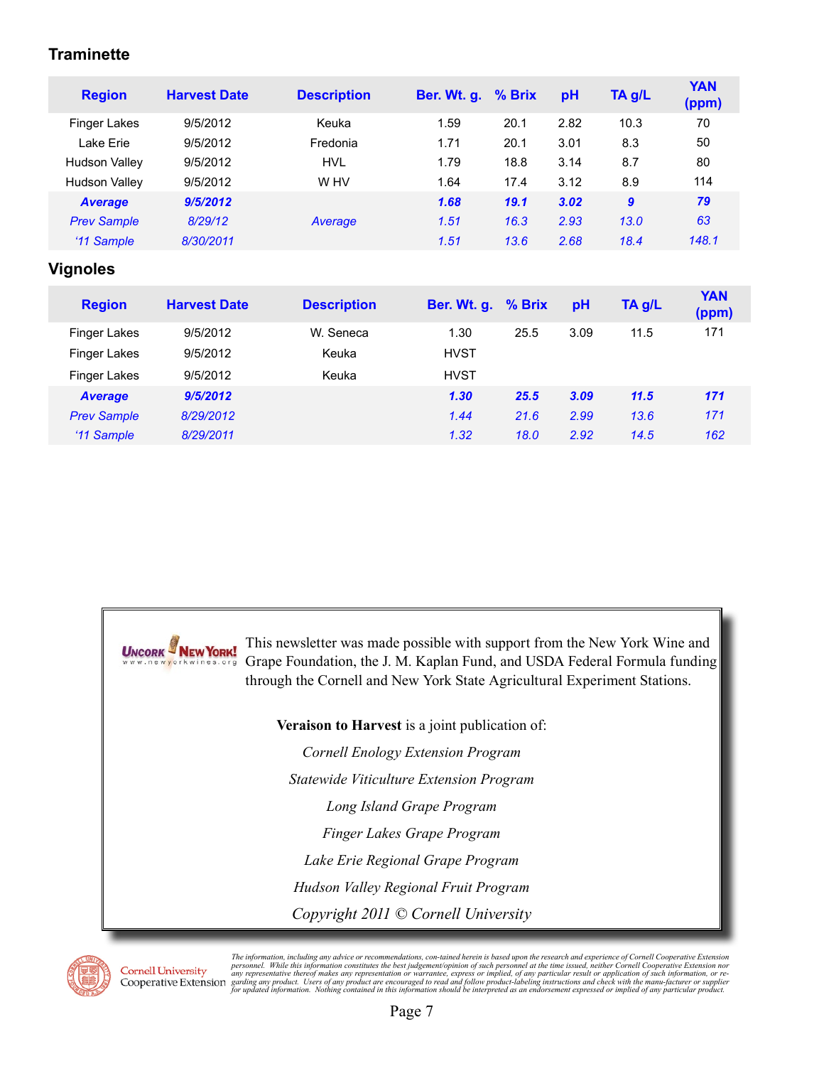## Traminette

| Region | Harvest Date | Description | Ber. Wt. g. | % Brix | pH | TA g/L | YAN (ppm) |
|---|---|---|---|---|---|---|---|
| Finger Lakes | 9/5/2012 | Keuka | 1.59 | 20.1 | 2.82 | 10.3 | 70 |
| Lake Erie | 9/5/2012 | Fredonia | 1.71 | 20.1 | 3.01 | 8.3 | 50 |
| Hudson Valley | 9/5/2012 | HVL | 1.79 | 18.8 | 3.14 | 8.7 | 80 |
| Hudson Valley | 9/5/2012 | W HV | 1.64 | 17.4 | 3.12 | 8.9 | 114 |
| ***Average*** | ***9/5/2012*** | | ***1.68*** | ***19.1*** | ***3.02*** | ***9*** | ***79*** |
| *Prev Sample* | *8/29/12* | *Average* | *1.51* | *16.3* | *2.93* | *13.0* | *63* |
| *'11 Sample* | *8/30/2011* | | *1.51* | *13.6* | *2.68* | *18.4* | *148.1* |

## Vignoles

| Region | Harvest Date | Description | Ber. Wt. g. | % Brix | pH | TA g/L | YAN (ppm) |
|---|---|---|---|---|---|---|---|
| Finger Lakes | 9/5/2012 | W. Seneca | 1.30 | 25.5 | 3.09 | 11.5 | 171 |
| Finger Lakes | 9/5/2012 | Keuka | HVST | | | | |
| Finger Lakes | 9/5/2012 | Keuka | HVST | | | | |
| ***Average*** | ***9/5/2012*** | | ***1.30*** | ***25.5*** | ***3.09*** | ***11.5*** | ***171*** |
| *Prev Sample* | *8/29/2012* | | *1.44* | *21.6* | *2.99* | *13.6* | *171* |
| *'11 Sample* | *8/29/2011* | | *1.32* | *18.0* | *2.92* | *14.5* | *162* |

UNCORK NEW YORK! www.newyorkwines.org

This newsletter was made possible with support from the New York Wine and Grape Foundation, the J. M. Kaplan Fund, and USDA Federal Formula funding through the Cornell and New York State Agricultural Experiment Stations.

**Veraison to Harvest** is a joint publication of:

*Cornell Enology Extension Program*

*Statewide Viticulture Extension Program*

*Long Island Grape Program*

*Finger Lakes Grape Program*

*Lake Erie Regional Grape Program*

*Hudson Valley Regional Fruit Program*

*Copyright 2011 © Cornell University*

Cornell University Cooperative Extension

*The information, including any advice or recommendations, con-tained herein is based upon the research and experience of Cornell Cooperative Extension personnel. While this information constitutes the best judgement/opinion of such personnel at the time issued, neither Cornell Cooperative Extension nor any representative thereof makes any representation or warrantee, express or implied, of any particular result or application of such information, or re-garding any product. Users of any product are encouraged to read and follow product-labeling instructions and check with the manu-facturer or supplier for updated information. Nothing contained in this information should be interpreted as an endorsement expressed or implied of any particular product.*